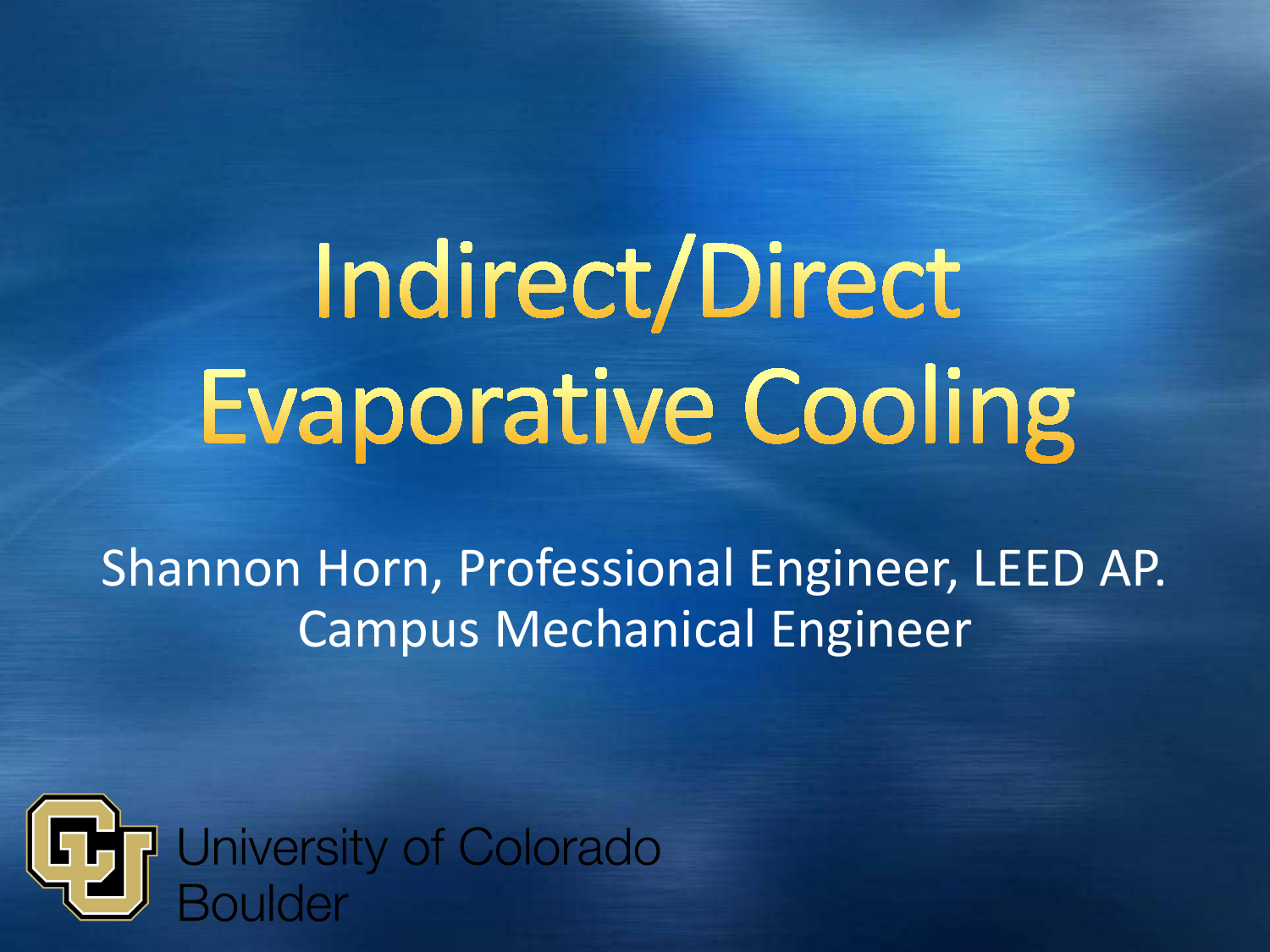# Indirect/Direct Evaporative Cooling

Shannon Horn, Professional Engineer, LEED AP.
Campus Mechanical Engineer

University of Colorado Boulder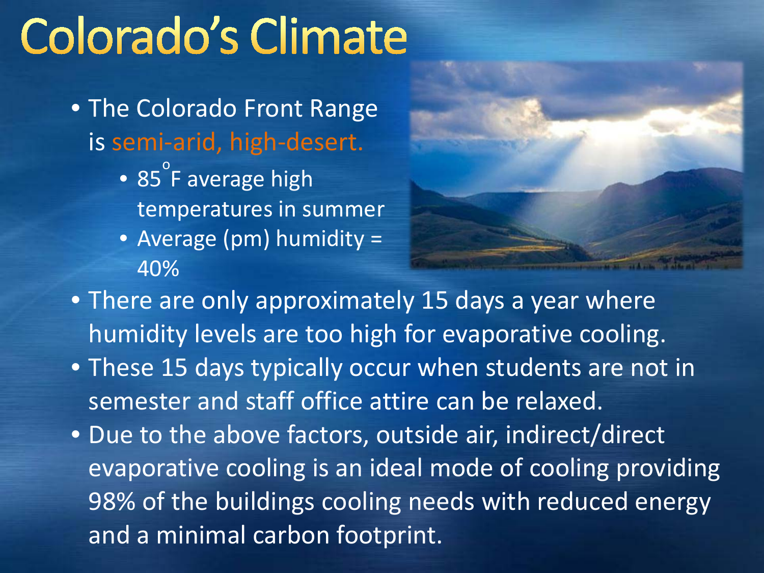# Colorado's Climate

- The Colorado Front Range is semi-arid, high-desert.
  - 85$^{\circ}$F average high temperatures in summer
  - Average (pm) humidity = 40%
- There are only approximately 15 days a year where humidity levels are too high for evaporative cooling.
- These 15 days typically occur when students are not in semester and staff office attire can be relaxed.
- Due to the above factors, outside air, indirect/direct evaporative cooling is an ideal mode of cooling providing 98% of the buildings cooling needs with reduced energy and a minimal carbon footprint.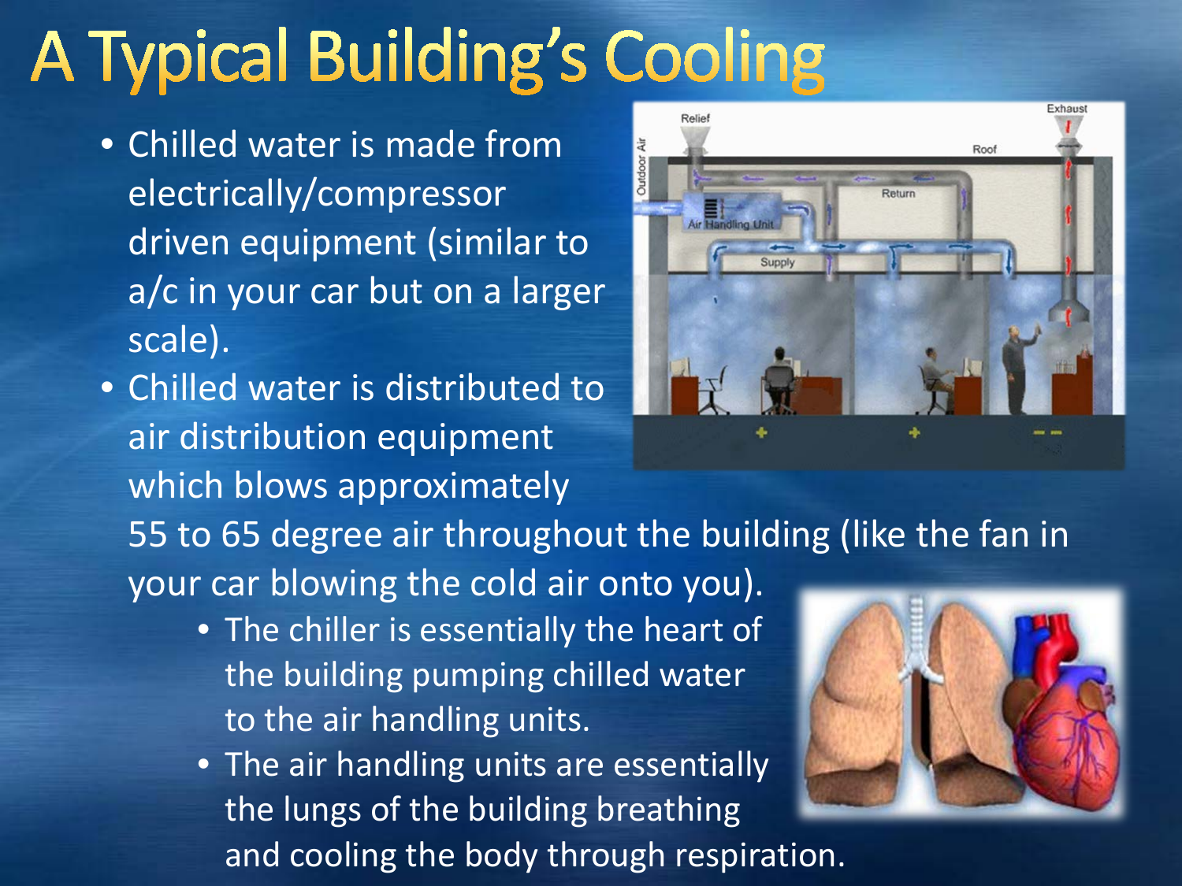# A Typical Building's Cooling

- Chilled water is made from electrically/compressor driven equipment (similar to a/c in your car but on a larger scale).
- Chilled water is distributed to air distribution equipment which blows approximately 55 to 65 degree air throughout the building (like the fan in your car blowing the cold air onto you).
    - The chiller is essentially the heart of the building pumping chilled water to the air handling units.
    - The air handling units are essentially the lungs of the building breathing and cooling the body through respiration.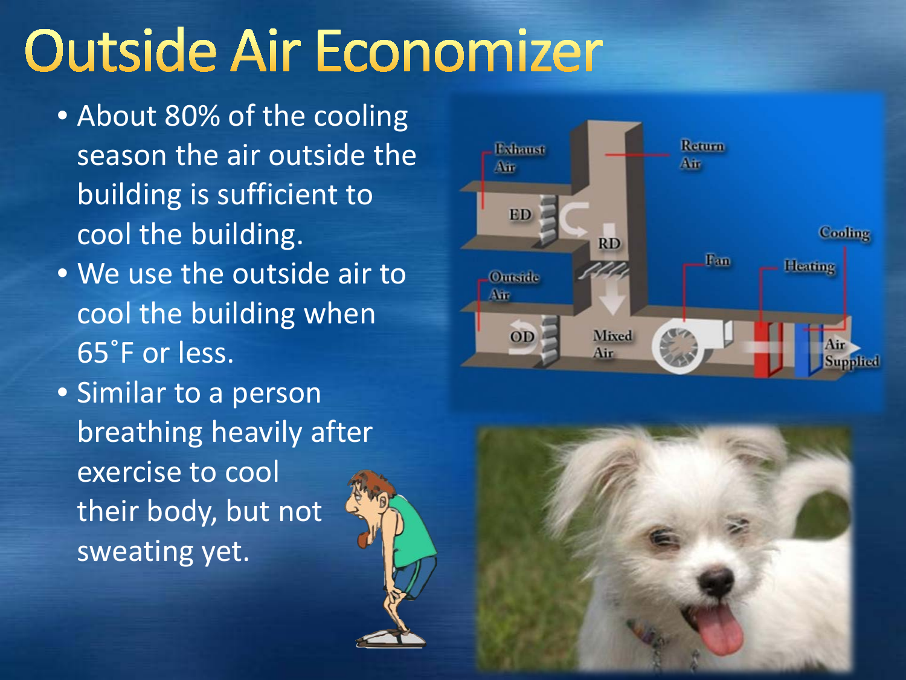# Outside Air Economizer

- About 80% of the cooling season the air outside the building is sufficient to cool the building.
- We use the outside air to cool the building when 65˚F or less.
- Similar to a person breathing heavily after exercise to cool their body, but not sweating yet.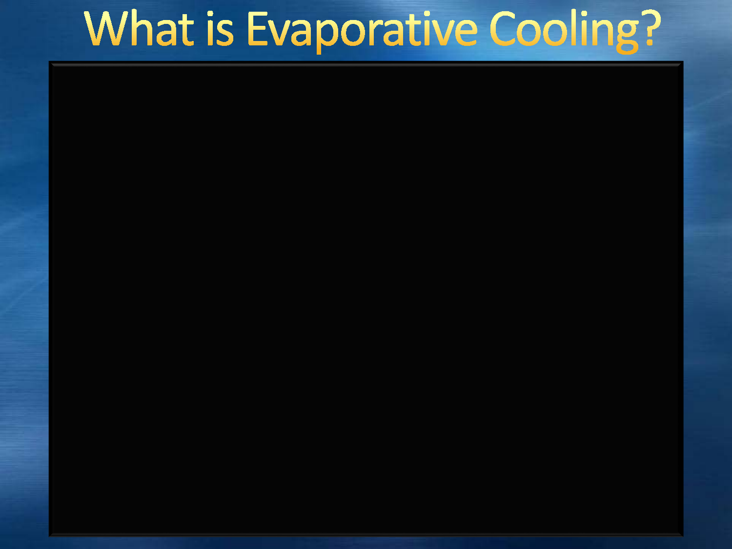# What is Evaporative Cooling?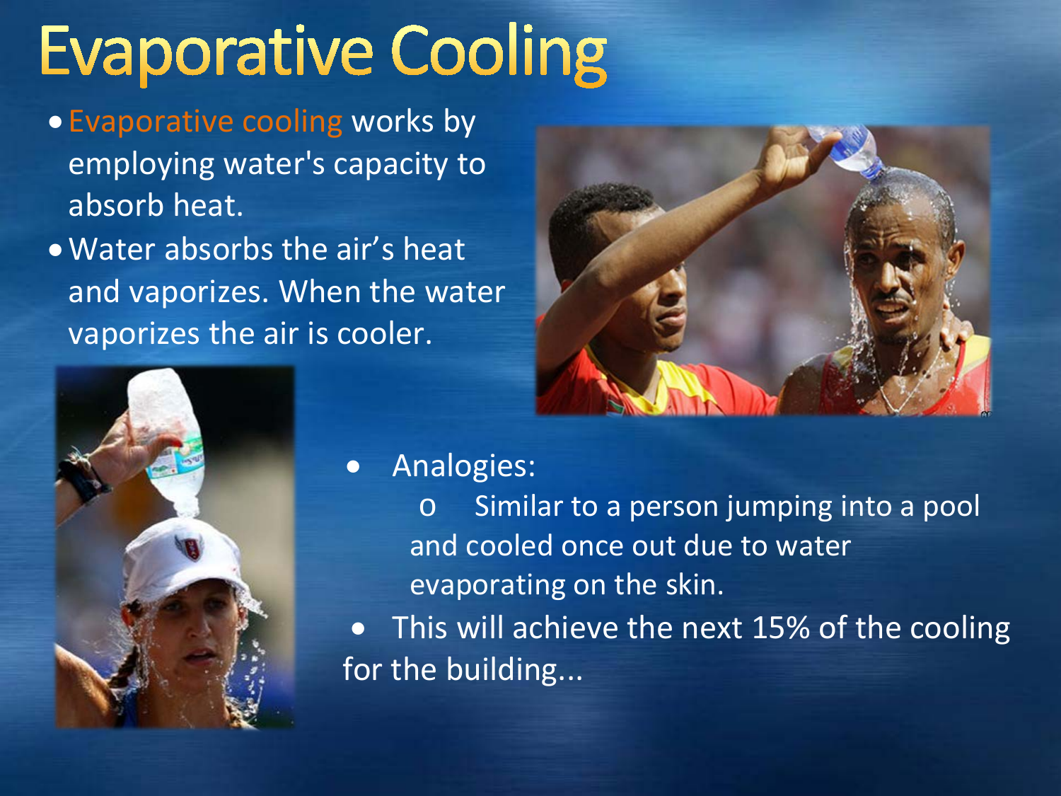# Evaporative Cooling

- Evaporative cooling works by employing water's capacity to absorb heat.
- Water absorbs the air's heat and vaporizes. When the water vaporizes the air is cooler.

- Analogies:
  - Similar to a person jumping into a pool and cooled once out due to water evaporating on the skin.
- This will achieve the next 15% of the cooling for the building...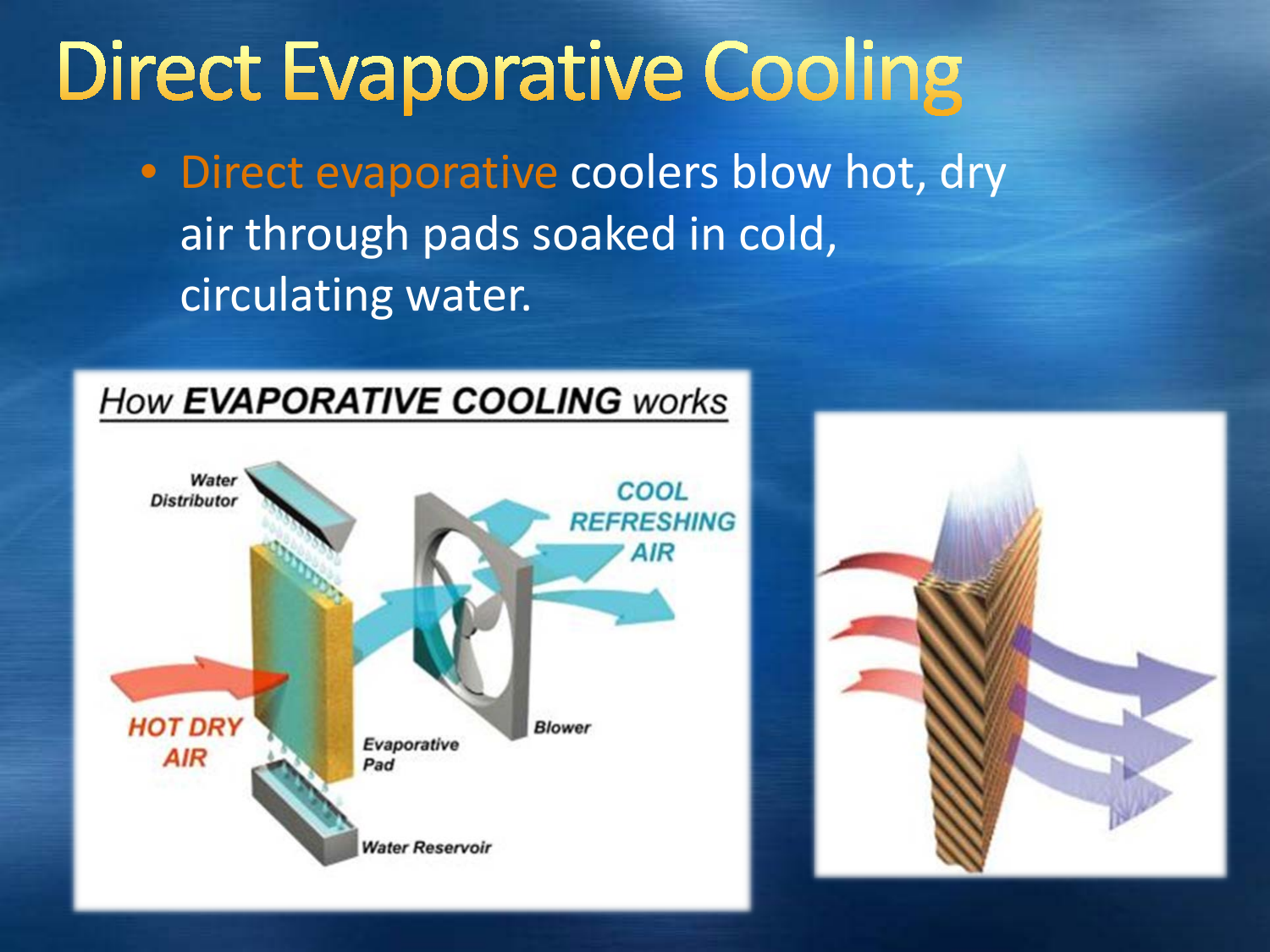# Direct Evaporative Cooling

- Direct evaporative coolers blow hot, dry air through pads soaked in cold, circulating water.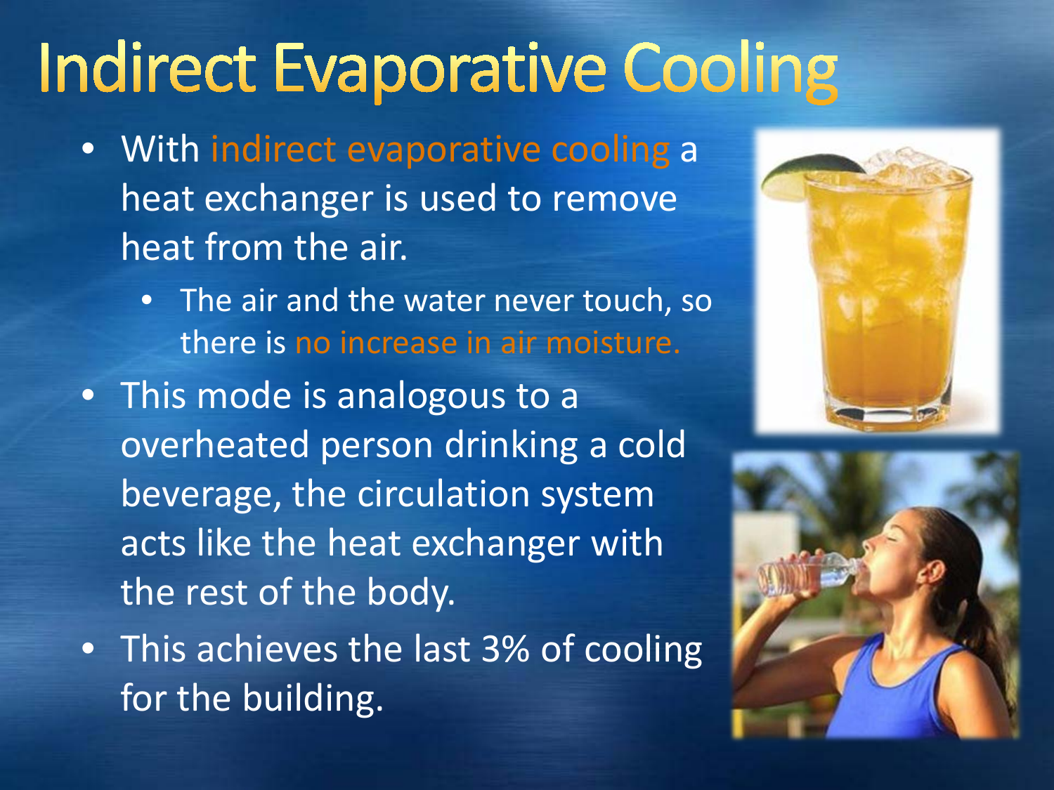# Indirect Evaporative Cooling

- With indirect evaporative cooling a heat exchanger is used to remove heat from the air.
  - The air and the water never touch, so there is no increase in air moisture.
- This mode is analogous to a overheated person drinking a cold beverage, the circulation system acts like the heat exchanger with the rest of the body.
- This achieves the last 3% of cooling for the building.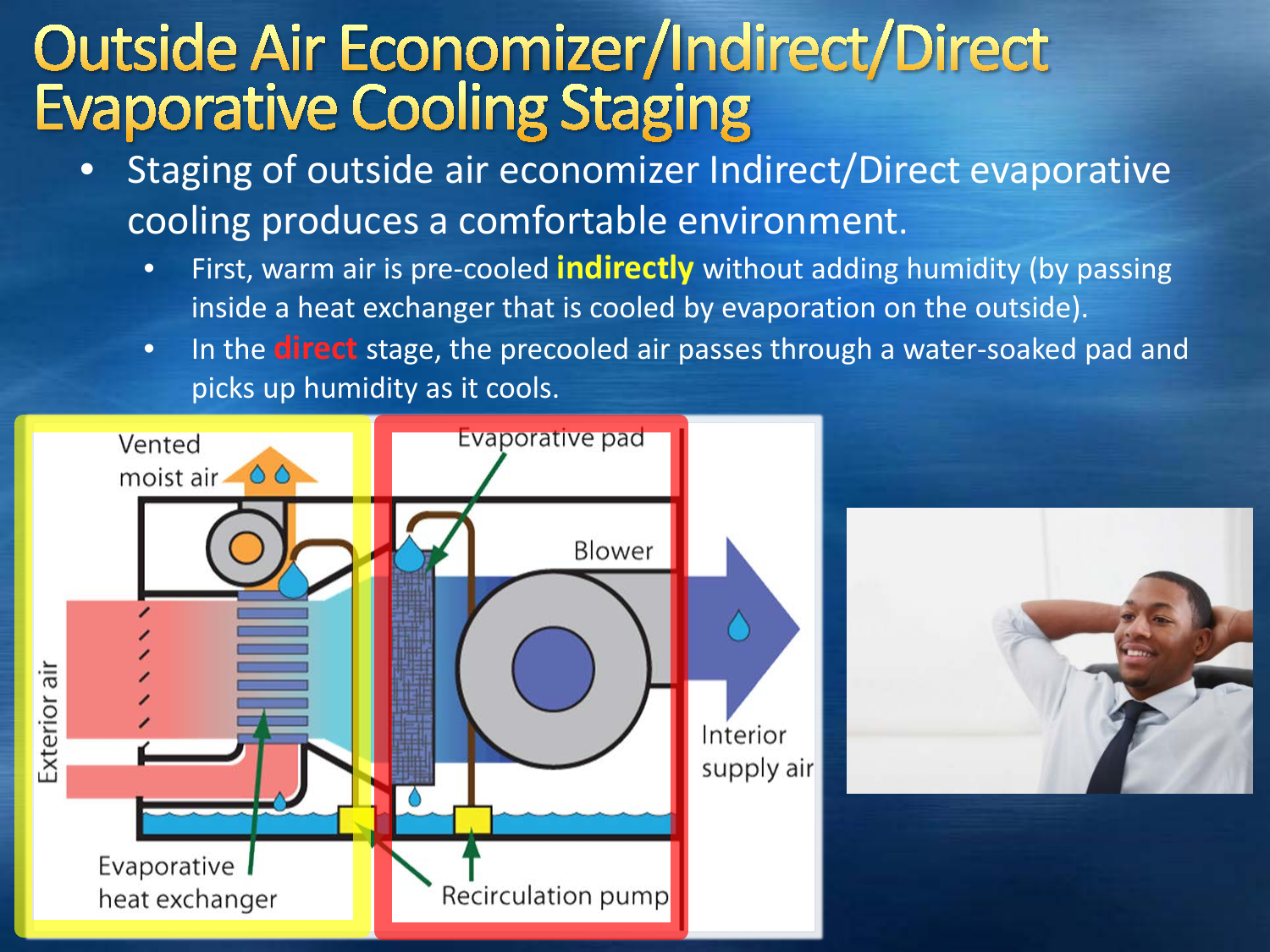# Outside Air Economizer/Indirect/Direct Evaporative Cooling Staging

- Staging of outside air economizer Indirect/Direct evaporative cooling produces a comfortable environment.
  - First, warm air is pre-cooled **indirectly** without adding humidity (by passing inside a heat exchanger that is cooled by evaporation on the outside).
  - In the **direct** stage, the precooled air passes through a water-soaked pad and picks up humidity as it cools.

Vented moist air

Exterior air

Evaporative heat exchanger

Evaporative pad

Blower

Recirculation pump

Interior supply air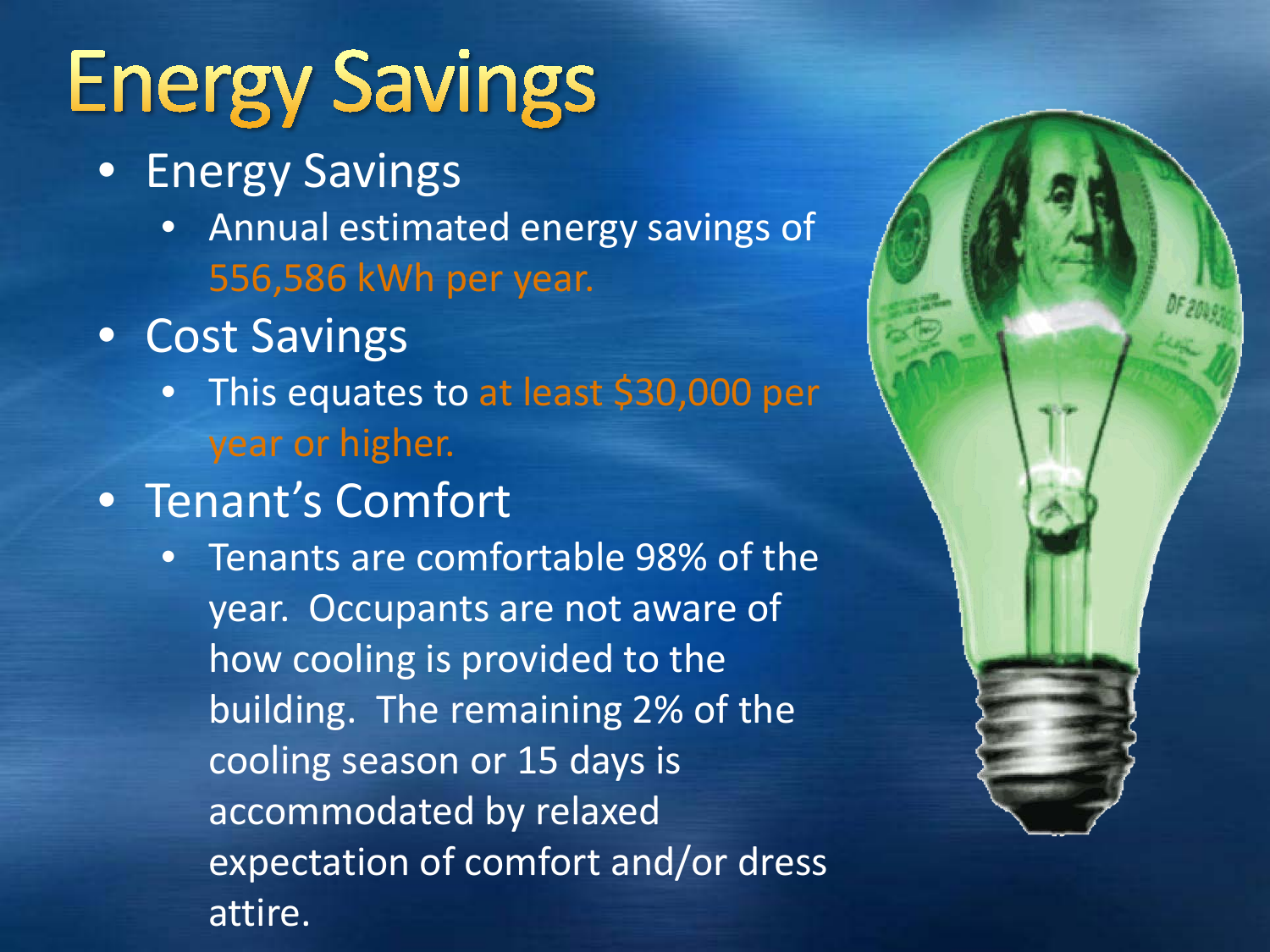# Energy Savings

- Energy Savings
  - Annual estimated energy savings of 556,586 kWh per year.
- Cost Savings
  - This equates to at least $30,000 per year or higher.
- Tenant's Comfort
  - Tenants are comfortable 98% of the year. Occupants are not aware of how cooling is provided to the building. The remaining 2% of the cooling season or 15 days is accommodated by relaxed expectation of comfort and/or dress attire.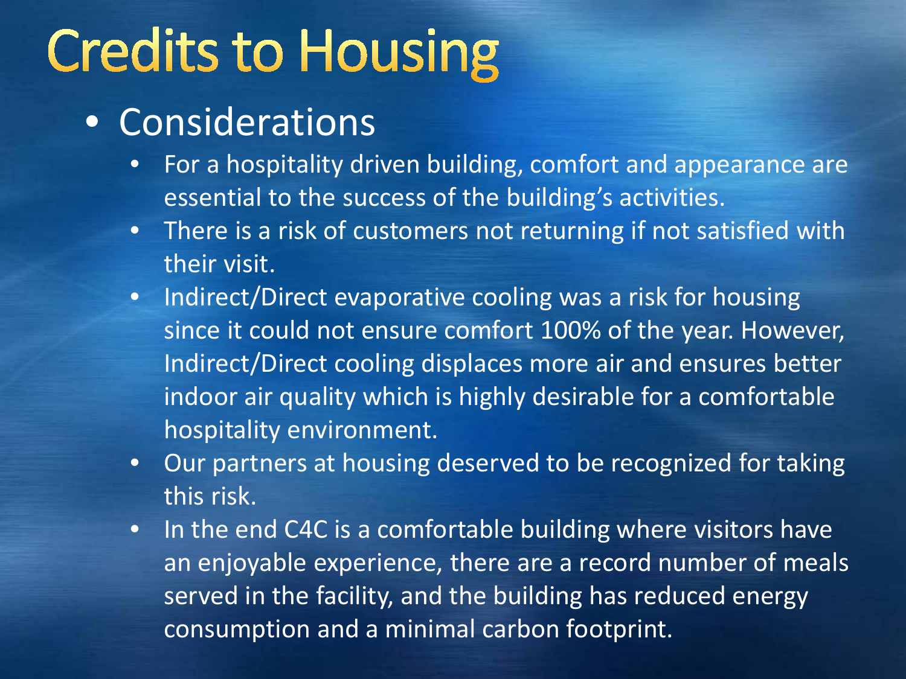# Credits to Housing

- Considerations
  - For a hospitality driven building, comfort and appearance are essential to the success of the building's activities.
  - There is a risk of customers not returning if not satisfied with their visit.
  - Indirect/Direct evaporative cooling was a risk for housing since it could not ensure comfort 100% of the year. However, Indirect/Direct cooling displaces more air and ensures better indoor air quality which is highly desirable for a comfortable hospitality environment.
  - Our partners at housing deserved to be recognized for taking this risk.
  - In the end C4C is a comfortable building where visitors have an enjoyable experience, there are a record number of meals served in the facility, and the building has reduced energy consumption and a minimal carbon footprint.